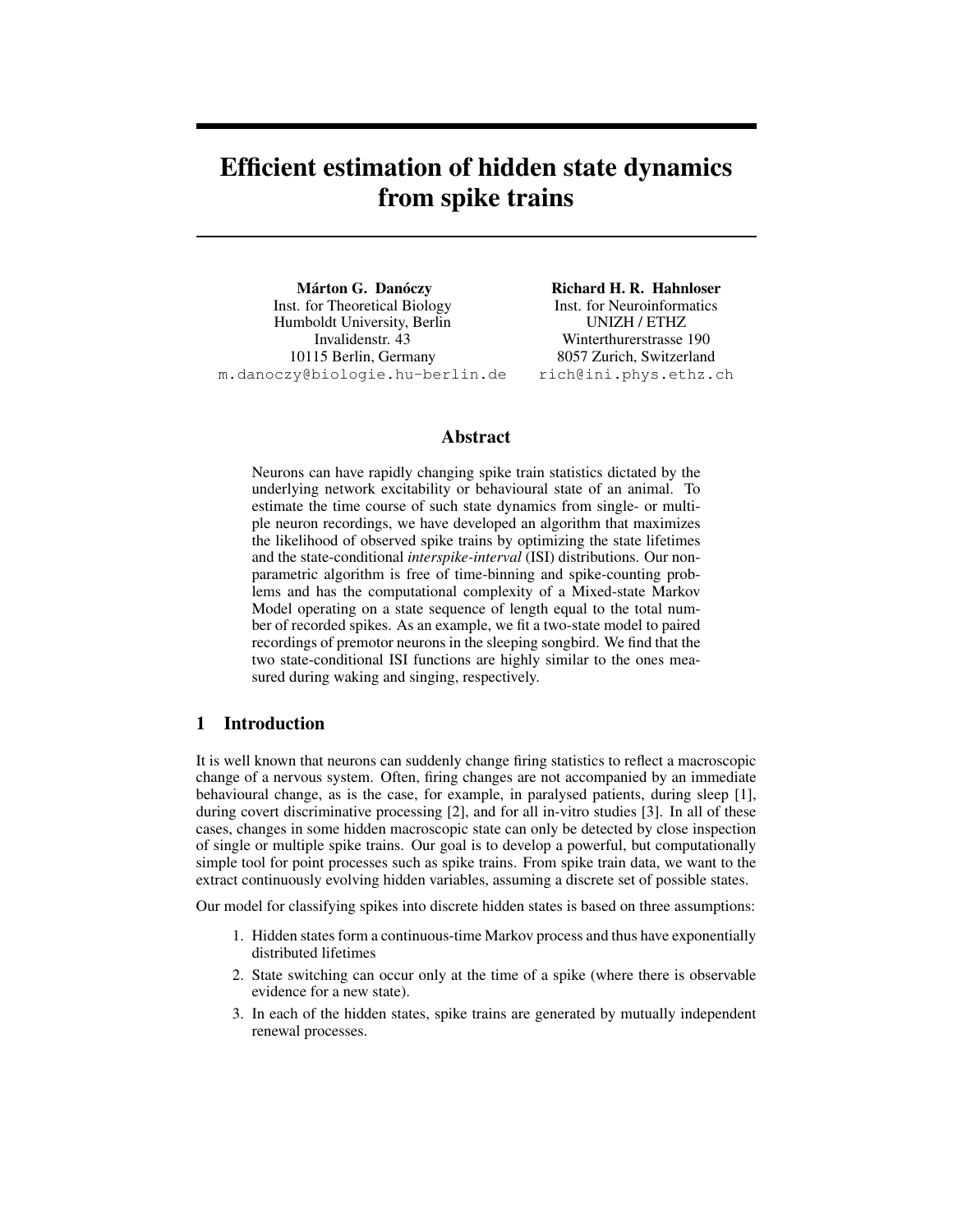# Efficient estimation of hidden state dynamics from spike trains

**Márton G. Danóczy**
Inst. for Theoretical Biology
Humboldt University, Berlin
Invalidenstr. 43
10115 Berlin, Germany
m.danoczy@biologie.hu-berlin.de

**Richard H. R. Hahnloser**
Inst. for Neuroinformatics
UNIZH / ETHZ
Winterthurerstrasse 190
8057 Zurich, Switzerland
rich@ini.phys.ethz.ch

## Abstract

Neurons can have rapidly changing spike train statistics dictated by the underlying network excitability or behavioural state of an animal. To estimate the time course of such state dynamics from single- or multiple neuron recordings, we have developed an algorithm that maximizes the likelihood of observed spike trains by optimizing the state lifetimes and the state-conditional *interspike-interval* (ISI) distributions. Our nonparametric algorithm is free of time-binning and spike-counting problems and has the computational complexity of a Mixed-state Markov Model operating on a state sequence of length equal to the total number of recorded spikes. As an example, we fit a two-state model to paired recordings of premotor neurons in the sleeping songbird. We find that the two state-conditional ISI functions are highly similar to the ones measured during waking and singing, respectively.

## 1 Introduction

It is well known that neurons can suddenly change firing statistics to reflect a macroscopic change of a nervous system. Often, firing changes are not accompanied by an immediate behavioural change, as is the case, for example, in paralysed patients, during sleep [1], during covert discriminative processing [2], and for all in-vitro studies [3]. In all of these cases, changes in some hidden macroscopic state can only be detected by close inspection of single or multiple spike trains. Our goal is to develop a powerful, but computationally simple tool for point processes such as spike trains. From spike train data, we want to the extract continuously evolving hidden variables, assuming a discrete set of possible states.

Our model for classifying spikes into discrete hidden states is based on three assumptions:

1. Hidden states form a continuous-time Markov process and thus have exponentially distributed lifetimes
2. State switching can occur only at the time of a spike (where there is observable evidence for a new state).
3. In each of the hidden states, spike trains are generated by mutually independent renewal processes.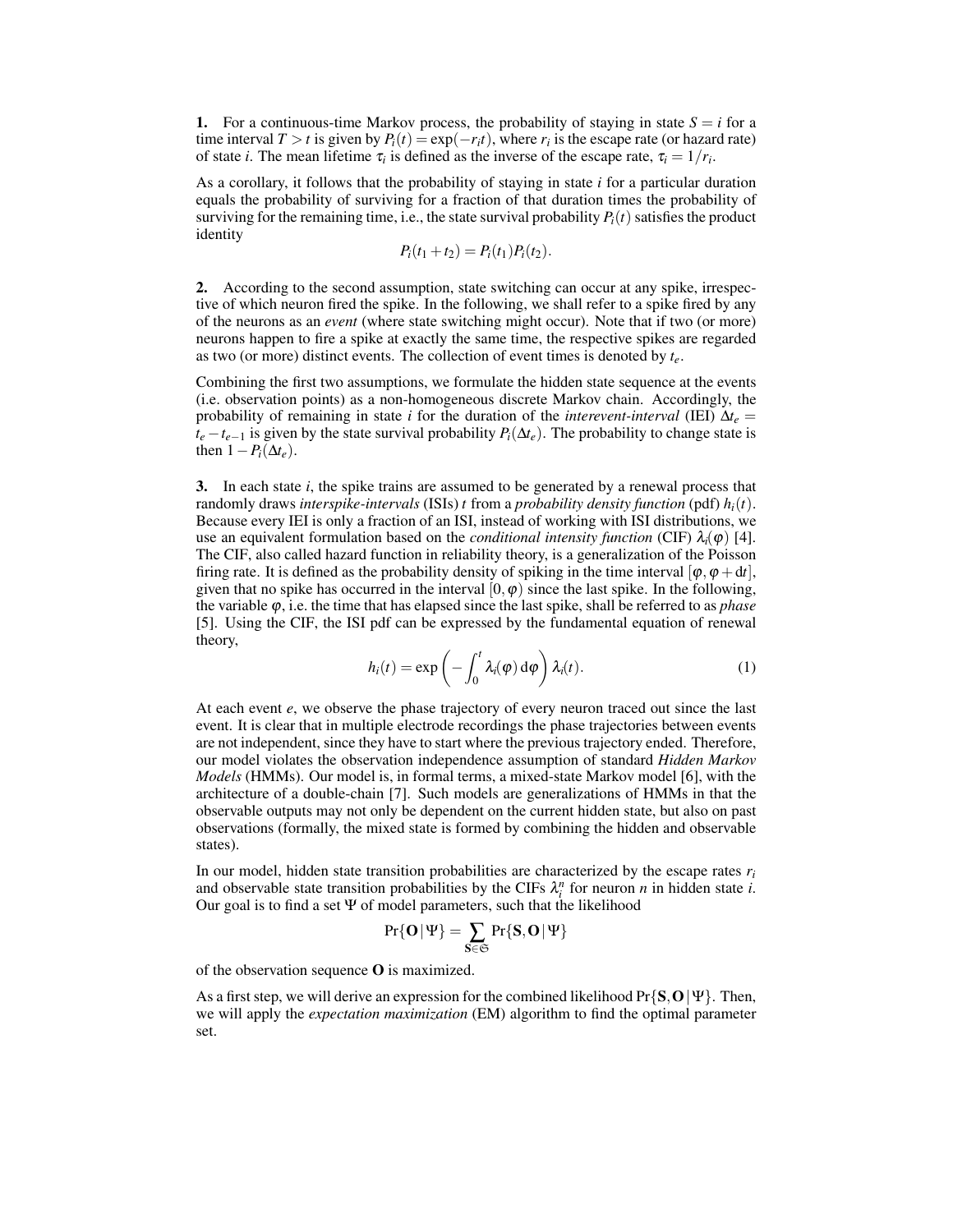**1.** For a continuous-time Markov process, the probability of staying in state $S = i$ for a time interval $T > t$ is given by $P_i(t) = \exp(-r_i t)$, where $r_i$ is the escape rate (or hazard rate) of state $i$. The mean lifetime $\tau_i$ is defined as the inverse of the escape rate, $\tau_i = 1/r_i$.

As a corollary, it follows that the probability of staying in state $i$ for a particular duration equals the probability of surviving for a fraction of that duration times the probability of surviving for the remaining time, i.e., the state survival probability $P_i(t)$ satisfies the product identity

$$P_i(t_1 + t_2) = P_i(t_1) P_i(t_2).$$

**2.** According to the second assumption, state switching can occur at any spike, irrespective of which neuron fired the spike. In the following, we shall refer to a spike fired by any of the neurons as an *event* (where state switching might occur). Note that if two (or more) neurons happen to fire a spike at exactly the same time, the respective spikes are regarded as two (or more) distinct events. The collection of event times is denoted by $t_e$.

Combining the first two assumptions, we formulate the hidden state sequence at the events (i.e. observation points) as a non-homogeneous discrete Markov chain. Accordingly, the probability of remaining in state $i$ for the duration of the *interevent-interval* (IEI) $\Delta t_e = t_e - t_{e-1}$ is given by the state survival probability $P_i(\Delta t_e)$. The probability to change state is then $1 - P_i(\Delta t_e)$.

**3.** In each state $i$, the spike trains are assumed to be generated by a renewal process that randomly draws *interspike-intervals* (ISIs) $t$ from a *probability density function* (pdf) $h_i(t)$. Because every IEI is only a fraction of an ISI, instead of working with ISI distributions, we use an equivalent formulation based on the *conditional intensity function* (CIF) $\lambda_i(\varphi)$ [4]. The CIF, also called hazard function in reliability theory, is a generalization of the Poisson firing rate. It is defined as the probability density of spiking in the time interval $[\varphi, \varphi + \mathrm{d}t]$, given that no spike has occurred in the interval $[0, \varphi)$ since the last spike. In the following, the variable $\varphi$, i.e. the time that has elapsed since the last spike, shall be referred to as *phase* [5]. Using the CIF, the ISI pdf can be expressed by the fundamental equation of renewal theory,

$$h_i(t) = \exp\left(-\int_0^t \lambda_i(\varphi)\, \mathrm{d}\varphi\right) \lambda_i(t). \tag{1}$$

At each event $e$, we observe the phase trajectory of every neuron traced out since the last event. It is clear that in multiple electrode recordings the phase trajectories between events are not independent, since they have to start where the previous trajectory ended. Therefore, our model violates the observation independence assumption of standard *Hidden Markov Models* (HMMs). Our model is, in formal terms, a mixed-state Markov model [6], with the architecture of a double-chain [7]. Such models are generalizations of HMMs in that the observable outputs may not only be dependent on the current hidden state, but also on past observations (formally, the mixed state is formed by combining the hidden and observable states).

In our model, hidden state transition probabilities are characterized by the escape rates $r_i$ and observable state transition probabilities by the CIFs $\lambda_i^n$ for neuron $n$ in hidden state $i$. Our goal is to find a set $\Psi$ of model parameters, such that the likelihood

$$\Pr\{\mathbf{O} \,|\, \Psi\} = \sum_{\mathbf{S} \in \mathfrak{S}} \Pr\{\mathbf{S}, \mathbf{O} \,|\, \Psi\}$$

of the observation sequence $\mathbf{O}$ is maximized.

As a first step, we will derive an expression for the combined likelihood $\Pr\{\mathbf{S}, \mathbf{O} \,|\, \Psi\}$. Then, we will apply the *expectation maximization* (EM) algorithm to find the optimal parameter set.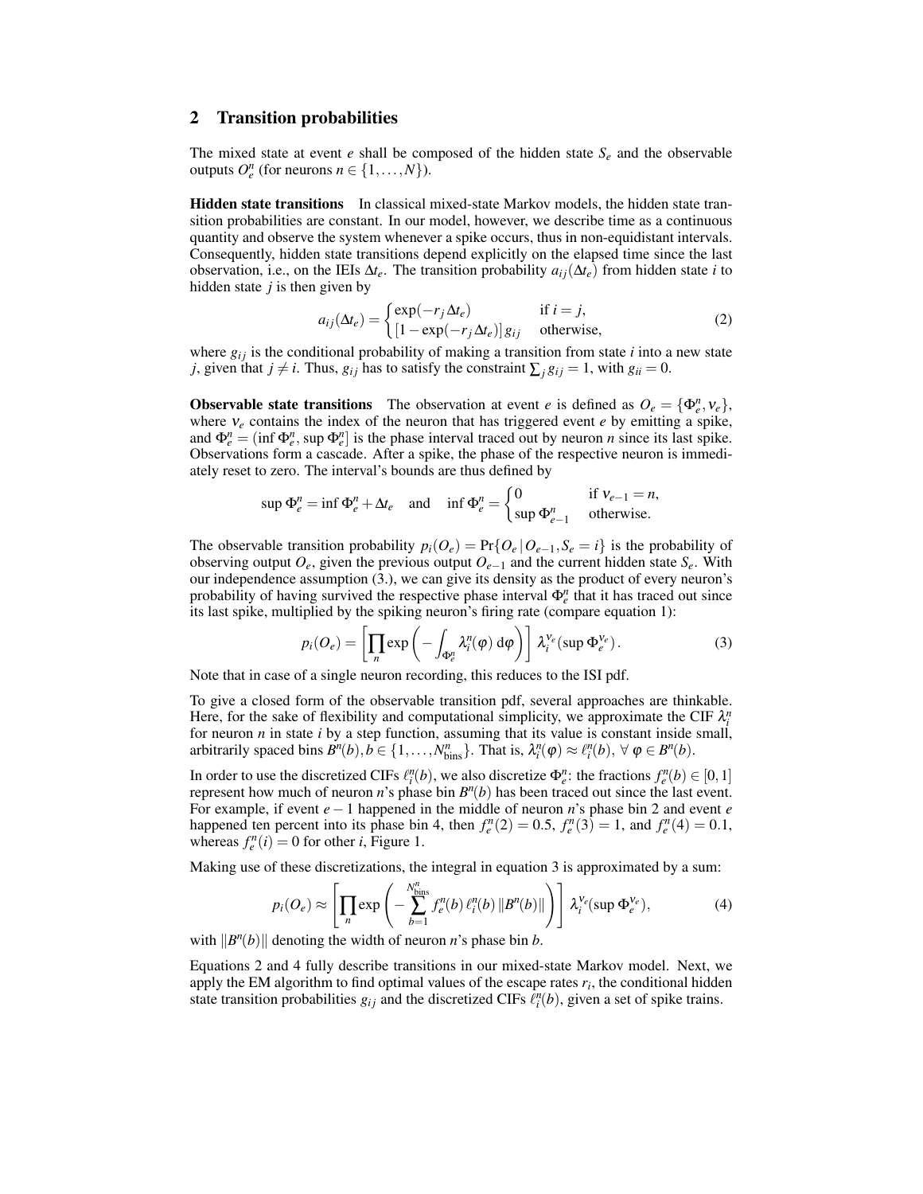## 2 Transition probabilities

The mixed state at event $e$ shall be composed of the hidden state $S_e$ and the observable outputs $O_e^n$ (for neurons $n \in \{1, \ldots, N\}$).

**Hidden state transitions** In classical mixed-state Markov models, the hidden state transition probabilities are constant. In our model, however, we describe time as a continuous quantity and observe the system whenever a spike occurs, thus in non-equidistant intervals. Consequently, hidden state transitions depend explicitly on the elapsed time since the last observation, i.e., on the IEIs $\Delta t_e$. The transition probability $a_{ij}(\Delta t_e)$ from hidden state $i$ to hidden state $j$ is then given by

$$a_{ij}(\Delta t_e) = \begin{cases} \exp(-r_j \Delta t_e) & \text{if } i = j, \\ [1 - \exp(-r_j \Delta t_e)]\, g_{ij} & \text{otherwise,} \end{cases} \tag{2}$$

where $g_{ij}$ is the conditional probability of making a transition from state $i$ into a new state $j$, given that $j \neq i$. Thus, $g_{ij}$ has to satisfy the constraint $\sum_j g_{ij} = 1$, with $g_{ii} = 0$.

**Observable state transitions** The observation at event $e$ is defined as $O_e = \{\Phi_e^n, \nu_e\}$, where $\nu_e$ contains the index of the neuron that has triggered event $e$ by emitting a spike, and $\Phi_e^n = (\inf \Phi_e^n, \sup \Phi_e^n]$ is the phase interval traced out by neuron $n$ since its last spike. Observations form a cascade. After a spike, the phase of the respective neuron is immediately reset to zero. The interval's bounds are thus defined by

$$\sup \Phi_e^n = \inf \Phi_e^n + \Delta t_e \quad \text{and} \quad \inf \Phi_e^n = \begin{cases} 0 & \text{if } \nu_{e-1} = n, \\ \sup \Phi_{e-1}^n & \text{otherwise.} \end{cases}$$

The observable transition probability $p_i(O_e) = \Pr\{O_e \,|\, O_{e-1}, S_e = i\}$ is the probability of observing output $O_e$, given the previous output $O_{e-1}$ and the current hidden state $S_e$. With our independence assumption (3.), we can give its density as the product of every neuron's probability of having survived the respective phase interval $\Phi_e^n$ that it has traced out since its last spike, multiplied by the spiking neuron's firing rate (compare equation 1):

$$p_i(O_e) = \left[ \prod_n \exp\left( - \int_{\Phi_e^n} \lambda_i^n(\varphi)\, \mathrm{d}\varphi \right) \right] \lambda_i^{\nu_e}(\sup \Phi_e^{\nu_e}). \tag{3}$$

Note that in case of a single neuron recording, this reduces to the ISI pdf.

To give a closed form of the observable transition pdf, several approaches are thinkable. Here, for the sake of flexibility and computational simplicity, we approximate the CIF $\lambda_i^n$ for neuron $n$ in state $i$ by a step function, assuming that its value is constant inside small, arbitrarily spaced bins $B^n(b), b \in \{1, \ldots, N_{\text{bins}}^n\}$. That is, $\lambda_i^n(\varphi) \approx \ell_i^n(b),\ \forall\, \varphi \in B^n(b)$.

In order to use the discretized CIFs $\ell_i^n(b)$, we also discretize $\Phi_e^n$: the fractions $f_e^n(b) \in [0, 1]$ represent how much of neuron $n$'s phase bin $B^n(b)$ has been traced out since the last event. For example, if event $e-1$ happened in the middle of neuron $n$'s phase bin 2 and event $e$ happened ten percent into its phase bin 4, then $f_e^n(2) = 0.5$, $f_e^n(3) = 1$, and $f_e^n(4) = 0.1$, whereas $f_e^n(i) = 0$ for other $i$, Figure 1.

Making use of these discretizations, the integral in equation 3 is approximated by a sum:

$$p_i(O_e) \approx \left[ \prod_n \exp\left( - \sum_{b=1}^{N_{\text{bins}}^n} f_e^n(b)\, \ell_i^n(b)\, \|B^n(b)\| \right) \right] \lambda_i^{\nu_e}(\sup \Phi_e^{\nu_e}), \tag{4}$$

with $\|B^n(b)\|$ denoting the width of neuron $n$'s phase bin $b$.

Equations 2 and 4 fully describe transitions in our mixed-state Markov model. Next, we apply the EM algorithm to find optimal values of the escape rates $r_i$, the conditional hidden state transition probabilities $g_{ij}$ and the discretized CIFs $\ell_i^n(b)$, given a set of spike trains.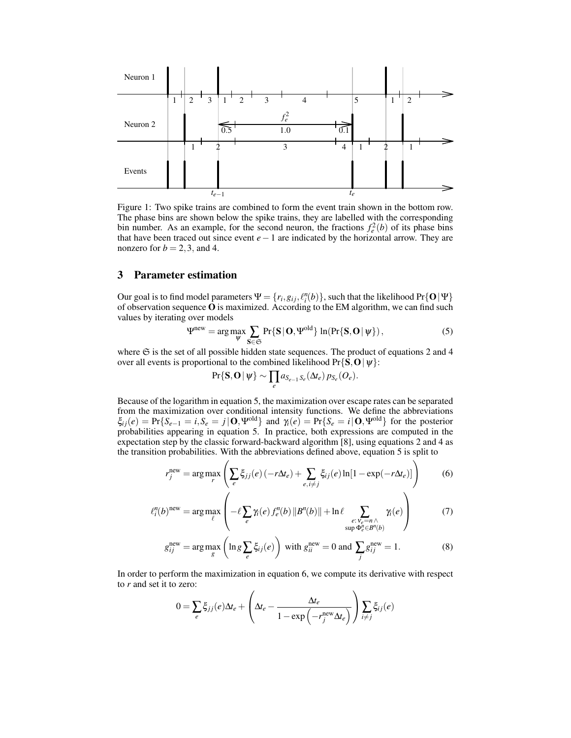Figure 1: Two spike trains are combined to form the event train shown in the bottom row. The phase bins are shown below the spike trains, they are labelled with the corresponding bin number. As an example, for the second neuron, the fractions $f_e^2(b)$ of its phase bins that have been traced out since event $e-1$ are indicated by the horizontal arrow. They are nonzero for $b = 2, 3$, and 4.

## 3 Parameter estimation

Our goal is to find model parameters $\Psi = \{r_i, g_{ij}, \ell_i^n(b)\}$, such that the likelihood $\Pr\{\mathbf{O} \,|\, \Psi\}$ of observation sequence $\mathbf{O}$ is maximized. According to the EM algorithm, we can find such values by iterating over models

$$\Psi^{\text{new}} = \arg\max_{\psi} \sum_{\mathbf{S} \in \mathfrak{S}} \Pr\{\mathbf{S} \,|\, \mathbf{O}, \Psi^{\text{old}}\} \ln(\Pr\{\mathbf{S}, \mathbf{O} \,|\, \psi\}), \tag{5}$$

where $\mathfrak{S}$ is the set of all possible hidden state sequences. The product of equations 2 and 4 over all events is proportional to the combined likelihood $\Pr\{\mathbf{S}, \mathbf{O} \,|\, \psi\}$:

$$\Pr\{\mathbf{S}, \mathbf{O} \,|\, \psi\} \sim \prod_e a_{S_{e-1} S_e}(\Delta t_e)\, p_{S_e}(O_e).$$

Because of the logarithm in equation 5, the maximization over escape rates can be separated from the maximization over conditional intensity functions. We define the abbreviations $\xi_{ij}(e) = \Pr\{S_{e-1} = i, S_e = j \,|\, \mathbf{O}, \Psi^{\text{old}}\}$ and $\gamma_i(e) = \Pr\{S_e = i \,|\, \mathbf{O}, \Psi^{\text{old}}\}$ for the posterior probabilities appearing in equation 5. In practice, both expressions are computed in the expectation step by the classic forward-backward algorithm [8], using equations 2 and 4 as the transition probabilities. With the abbreviations defined above, equation 5 is split to

$$r_j^{\text{new}} = \arg\max_r \left( \sum_e \xi_{jj}(e)\,(-r\Delta t_e) + \sum_{e,\, i \neq j} \xi_{ij}(e) \ln[1 - \exp(-r\Delta t_e)] \right) \tag{6}$$

$$\ell_i^n(b)^{\text{new}} = \arg\max_\ell \left( -\ell \sum_e \gamma_i(e)\, f_e^n(b)\, \|B^n(b)\| + \ln \ell \sum_{\substack{e:\, v_e = n \,\wedge \\ \sup \Phi_e^n \in B^n(b)}} \gamma_i(e) \right) \tag{7}$$

$$g_{ij}^{\text{new}} = \arg\max_g \left( \ln g \sum_e \xi_{ij}(e) \right) \text{ with } g_{ii}^{\text{new}} = 0 \text{ and } \sum_j g_{ij}^{\text{new}} = 1. \tag{8}$$

In order to perform the maximization in equation 6, we compute its derivative with respect to $r$ and set it to zero:

$$0 = \sum_e \xi_{jj}(e)\Delta t_e + \left( \Delta t_e - \frac{\Delta t_e}{1 - \exp\left(-r_j^{\text{new}} \Delta t_e\right)} \right) \sum_{i \neq j} \xi_{ij}(e)$$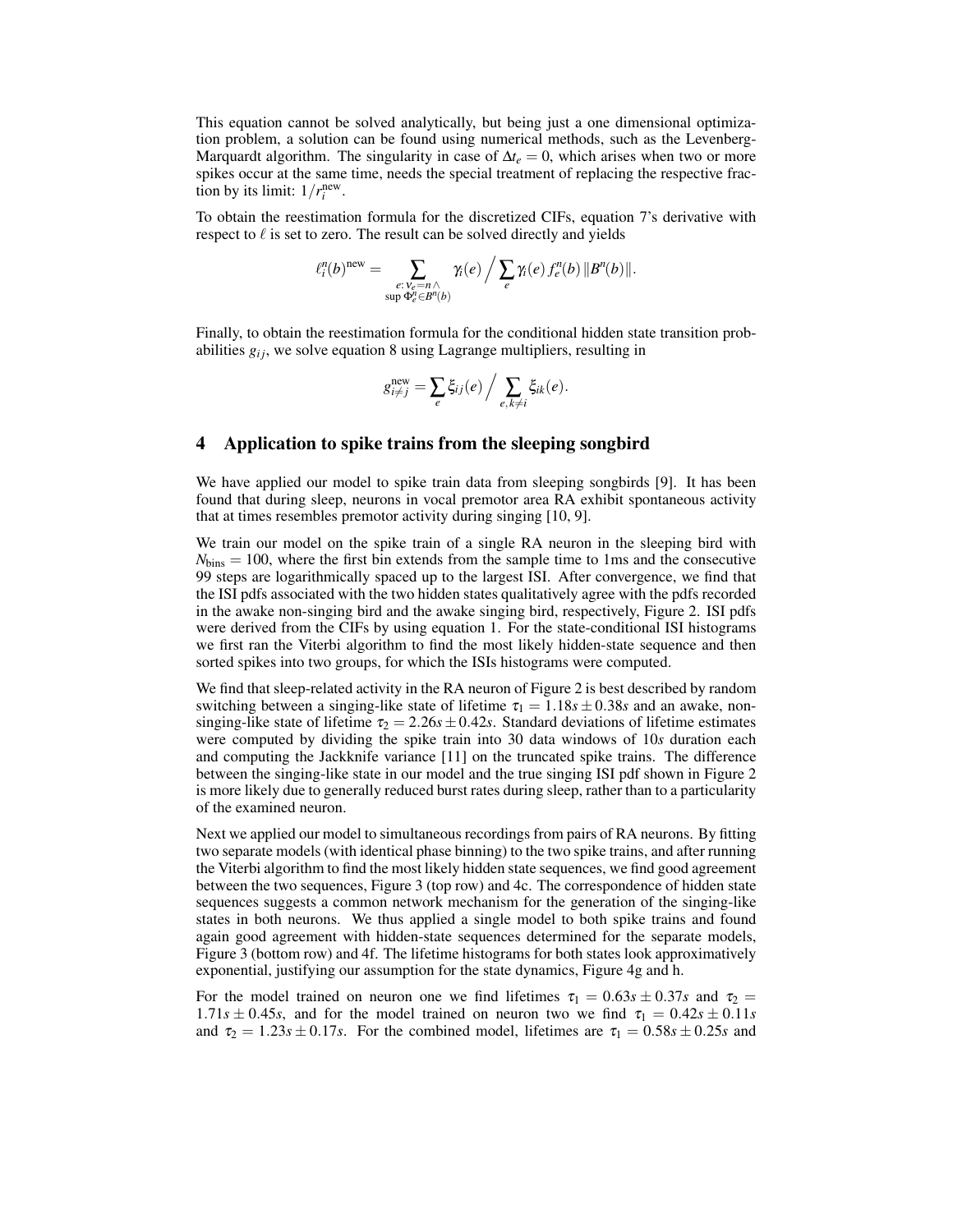This equation cannot be solved analytically, but being just a one dimensional optimization problem, a solution can be found using numerical methods, such as the Levenberg-Marquardt algorithm. The singularity in case of $\Delta t_e = 0$, which arises when two or more spikes occur at the same time, needs the special treatment of replacing the respective fraction by its limit: $1/r_i^{\text{new}}$.

To obtain the reestimation formula for the discretized CIFs, equation 7's derivative with respect to $\ell$ is set to zero. The result can be solved directly and yields

$$\ell_i^n(b)^{\text{new}} = \sum_{\substack{e:\, \nu_e = n \,\wedge \\ \sup \Phi_e^n \in B^n(b)}} \gamma_i(e) \Big/ \sum_e \gamma_i(e)\, f_e^n(b)\, \|B^n(b)\|.$$

Finally, to obtain the reestimation formula for the conditional hidden state transition probabilities $g_{ij}$, we solve equation 8 using Lagrange multipliers, resulting in

$$g_{i \neq j}^{\text{new}} = \sum_e \xi_{ij}(e) \Big/ \sum_{e, k \neq i} \xi_{ik}(e).$$

## 4 Application to spike trains from the sleeping songbird

We have applied our model to spike train data from sleeping songbirds [9]. It has been found that during sleep, neurons in vocal premotor area RA exhibit spontaneous activity that at times resembles premotor activity during singing [10, 9].

We train our model on the spike train of a single RA neuron in the sleeping bird with $N_{\text{bins}} = 100$, where the first bin extends from the sample time to 1ms and the consecutive 99 steps are logarithmically spaced up to the largest ISI. After convergence, we find that the ISI pdfs associated with the two hidden states qualitatively agree with the pdfs recorded in the awake non-singing bird and the awake singing bird, respectively, Figure 2. ISI pdfs were derived from the CIFs by using equation 1. For the state-conditional ISI histograms we first ran the Viterbi algorithm to find the most likely hidden-state sequence and then sorted spikes into two groups, for which the ISIs histograms were computed.

We find that sleep-related activity in the RA neuron of Figure 2 is best described by random switching between a singing-like state of lifetime $\tau_1 = 1.18s \pm 0.38s$ and an awake, non-singing-like state of lifetime $\tau_2 = 2.26s \pm 0.42s$. Standard deviations of lifetime estimates were computed by dividing the spike train into 30 data windows of 10$s$ duration each and computing the Jackknife variance [11] on the truncated spike trains. The difference between the singing-like state in our model and the true singing ISI pdf shown in Figure 2 is more likely due to generally reduced burst rates during sleep, rather than to a particularity of the examined neuron.

Next we applied our model to simultaneous recordings from pairs of RA neurons. By fitting two separate models (with identical phase binning) to the two spike trains, and after running the Viterbi algorithm to find the most likely hidden state sequences, we find good agreement between the two sequences, Figure 3 (top row) and 4c. The correspondence of hidden state sequences suggests a common network mechanism for the generation of the singing-like states in both neurons. We thus applied a single model to both spike trains and found again good agreement with hidden-state sequences determined for the separate models, Figure 3 (bottom row) and 4f. The lifetime histograms for both states look approximatively exponential, justifying our assumption for the state dynamics, Figure 4g and h.

For the model trained on neuron one we find lifetimes $\tau_1 = 0.63s \pm 0.37s$ and $\tau_2 = 1.71s \pm 0.45s$, and for the model trained on neuron two we find $\tau_1 = 0.42s \pm 0.11s$ and $\tau_2 = 1.23s \pm 0.17s$. For the combined model, lifetimes are $\tau_1 = 0.58s \pm 0.25s$ and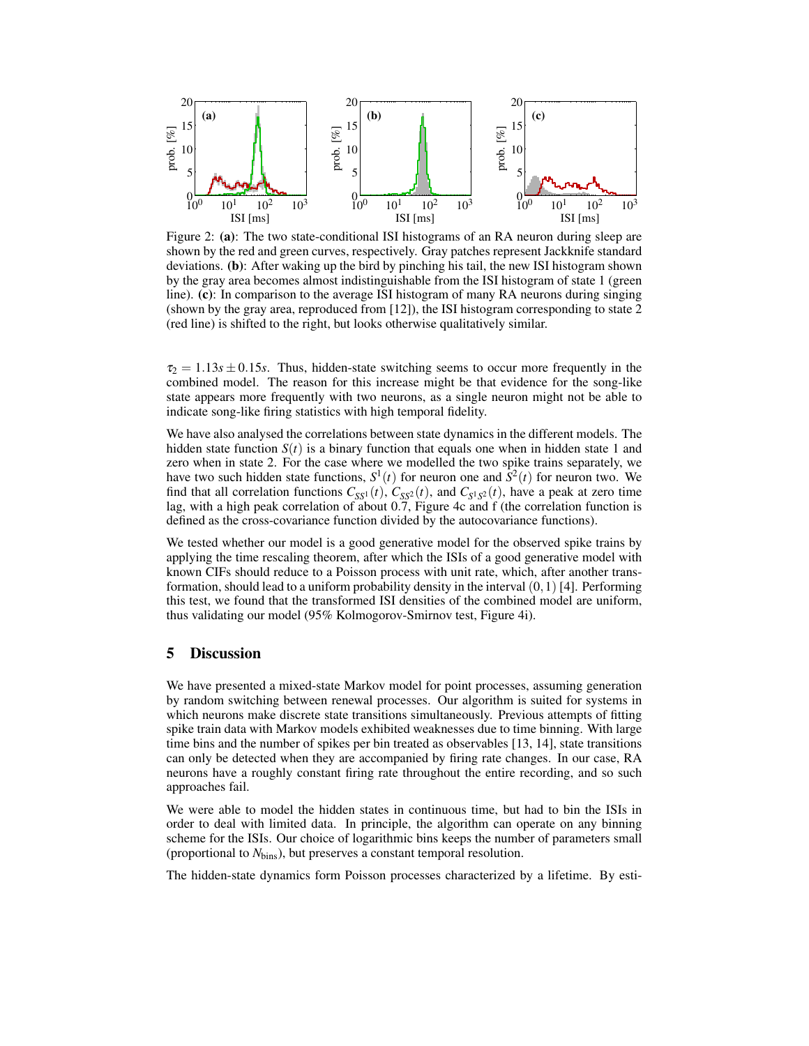Figure 2: **(a)**: The two state-conditional ISI histograms of an RA neuron during sleep are shown by the red and green curves, respectively. Gray patches represent Jackknife standard deviations. **(b)**: After waking up the bird by pinching his tail, the new ISI histogram shown by the gray area becomes almost indistinguishable from the ISI histogram of state 1 (green line). **(c)**: In comparison to the average ISI histogram of many RA neurons during singing (shown by the gray area, reproduced from [12]), the ISI histogram corresponding to state 2 (red line) is shifted to the right, but looks otherwise qualitatively similar.

$\tau_2 = 1.13s \pm 0.15s$. Thus, hidden-state switching seems to occur more frequently in the combined model. The reason for this increase might be that evidence for the song-like state appears more frequently with two neurons, as a single neuron might not be able to indicate song-like firing statistics with high temporal fidelity.

We have also analysed the correlations between state dynamics in the different models. The hidden state function $S(t)$ is a binary function that equals one when in hidden state 1 and zero when in state 2. For the case where we modelled the two spike trains separately, we have two such hidden state functions, $S^1(t)$ for neuron one and $S^2(t)$ for neuron two. We find that all correlation functions $C_{SS^1}(t)$, $C_{SS^2}(t)$, and $C_{S^1S^2}(t)$, have a peak at zero time lag, with a high peak correlation of about 0.7, Figure 4c and f (the correlation function is defined as the cross-covariance function divided by the autocovariance functions).

We tested whether our model is a good generative model for the observed spike trains by applying the time rescaling theorem, after which the ISIs of a good generative model with known CIFs should reduce to a Poisson process with unit rate, which, after another transformation, should lead to a uniform probability density in the interval $(0, 1)$ [4]. Performing this test, we found that the transformed ISI densities of the combined model are uniform, thus validating our model (95% Kolmogorov-Smirnov test, Figure 4i).

## 5 Discussion

We have presented a mixed-state Markov model for point processes, assuming generation by random switching between renewal processes. Our algorithm is suited for systems in which neurons make discrete state transitions simultaneously. Previous attempts of fitting spike train data with Markov models exhibited weaknesses due to time binning. With large time bins and the number of spikes per bin treated as observables [13, 14], state transitions can only be detected when they are accompanied by firing rate changes. In our case, RA neurons have a roughly constant firing rate throughout the entire recording, and so such approaches fail.

We were able to model the hidden states in continuous time, but had to bin the ISIs in order to deal with limited data. In principle, the algorithm can operate on any binning scheme for the ISIs. Our choice of logarithmic bins keeps the number of parameters small (proportional to $N_{\text{bins}}$), but preserves a constant temporal resolution.

The hidden-state dynamics form Poisson processes characterized by a lifetime. By esti-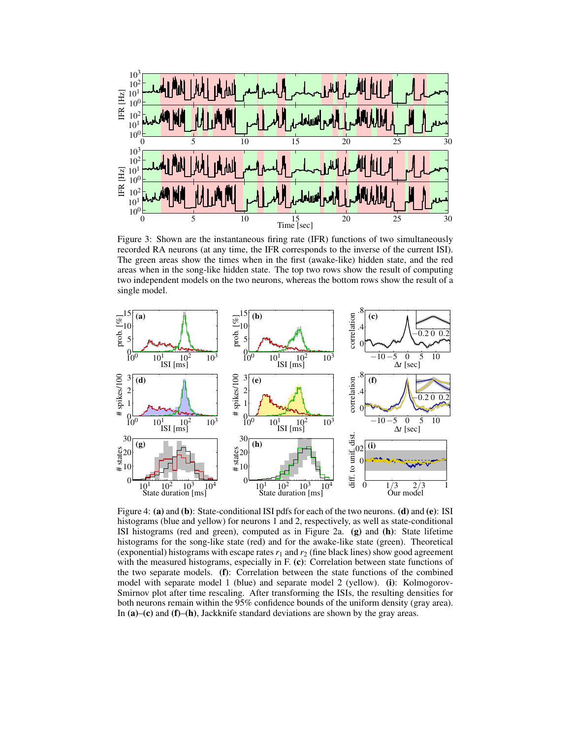Figure 3: Shown are the instantaneous firing rate (IFR) functions of two simultaneously recorded RA neurons (at any time, the IFR corresponds to the inverse of the current ISI). The green areas show the times when in the first (awake-like) hidden state, and the red areas when in the song-like hidden state. The top two rows show the result of computing two independent models on the two neurons, whereas the bottom rows show the result of a single model.

Figure 4: **(a)** and **(b)**: State-conditional ISI pdfs for each of the two neurons. **(d)** and **(e)**: ISI histograms (blue and yellow) for neurons 1 and 2, respectively, as well as state-conditional ISI histograms (red and green), computed as in Figure 2a. **(g)** and **(h)**: State lifetime histograms for the song-like state (red) and for the awake-like state (green). Theoretical (exponential) histograms with escape rates $r_1$ and $r_2$ (fine black lines) show good agreement with the measured histograms, especially in F. **(c)**: Correlation between state functions of the two separate models. **(f)**: Correlation between the state functions of the combined model with separate model 1 (blue) and separate model 2 (yellow). **(i)**: Kolmogorov-Smirnov plot after time rescaling. After transforming the ISIs, the resulting densities for both neurons remain within the 95% confidence bounds of the uniform density (gray area). In **(a)**–**(c)** and **(f)**–**(h)**, Jackknife standard deviations are shown by the gray areas.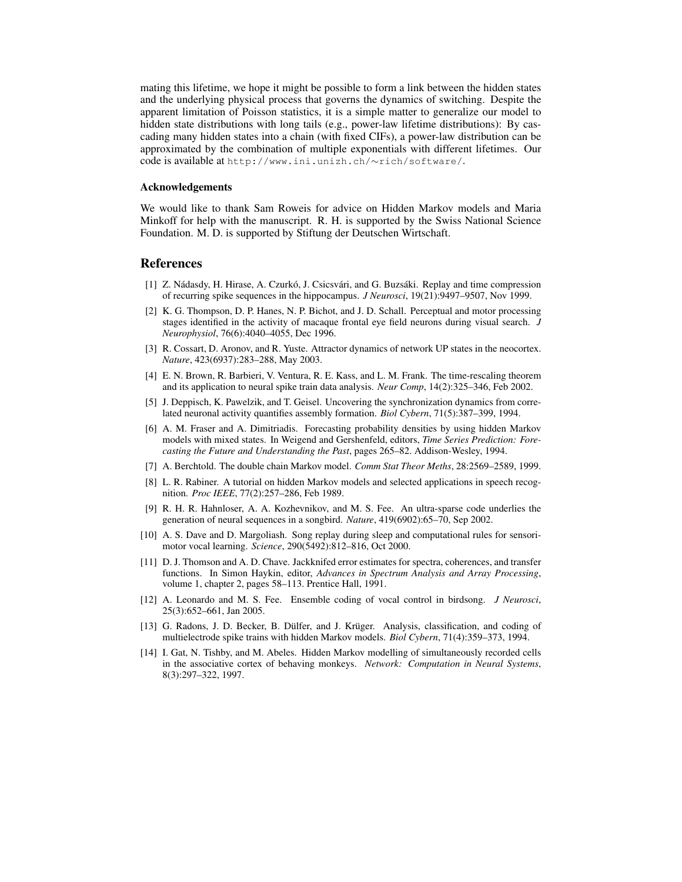mating this lifetime, we hope it might be possible to form a link between the hidden states and the underlying physical process that governs the dynamics of switching. Despite the apparent limitation of Poisson statistics, it is a simple matter to generalize our model to hidden state distributions with long tails (e.g., power-law lifetime distributions): By cascading many hidden states into a chain (with fixed CIFs), a power-law distribution can be approximated by the combination of multiple exponentials with different lifetimes. Our code is available at `http://www.ini.unizh.ch/~rich/software/`.

### Acknowledgements

We would like to thank Sam Roweis for advice on Hidden Markov models and Maria Minkoff for help with the manuscript. R. H. is supported by the Swiss National Science Foundation. M. D. is supported by Stiftung der Deutschen Wirtschaft.

## References

[1] Z. Nádasdy, H. Hirase, A. Czurkó, J. Csicsvári, and G. Buzsáki. Replay and time compression of recurring spike sequences in the hippocampus. *J Neurosci*, 19(21):9497–9507, Nov 1999.

[2] K. G. Thompson, D. P. Hanes, N. P. Bichot, and J. D. Schall. Perceptual and motor processing stages identified in the activity of macaque frontal eye field neurons during visual search. *J Neurophysiol*, 76(6):4040–4055, Dec 1996.

[3] R. Cossart, D. Aronov, and R. Yuste. Attractor dynamics of network UP states in the neocortex. *Nature*, 423(6937):283–288, May 2003.

[4] E. N. Brown, R. Barbieri, V. Ventura, R. E. Kass, and L. M. Frank. The time-rescaling theorem and its application to neural spike train data analysis. *Neur Comp*, 14(2):325–346, Feb 2002.

[5] J. Deppisch, K. Pawelzik, and T. Geisel. Uncovering the synchronization dynamics from correlated neuronal activity quantifies assembly formation. *Biol Cybern*, 71(5):387–399, 1994.

[6] A. M. Fraser and A. Dimitriadis. Forecasting probability densities by using hidden Markov models with mixed states. In Weigend and Gershenfeld, editors, *Time Series Prediction: Forecasting the Future and Understanding the Past*, pages 265–82. Addison-Wesley, 1994.

[7] A. Berchtold. The double chain Markov model. *Comm Stat Theor Meths*, 28:2569–2589, 1999.

[8] L. R. Rabiner. A tutorial on hidden Markov models and selected applications in speech recognition. *Proc IEEE*, 77(2):257–286, Feb 1989.

[9] R. H. R. Hahnloser, A. A. Kozhevnikov, and M. S. Fee. An ultra-sparse code underlies the generation of neural sequences in a songbird. *Nature*, 419(6902):65–70, Sep 2002.

[10] A. S. Dave and D. Margoliash. Song replay during sleep and computational rules for sensorimotor vocal learning. *Science*, 290(5492):812–816, Oct 2000.

[11] D. J. Thomson and A. D. Chave. Jackknifed error estimates for spectra, coherences, and transfer functions. In Simon Haykin, editor, *Advances in Spectrum Analysis and Array Processing*, volume 1, chapter 2, pages 58–113. Prentice Hall, 1991.

[12] A. Leonardo and M. S. Fee. Ensemble coding of vocal control in birdsong. *J Neurosci*, 25(3):652–661, Jan 2005.

[13] G. Radons, J. D. Becker, B. Dülfer, and J. Krüger. Analysis, classification, and coding of multielectrode spike trains with hidden Markov models. *Biol Cybern*, 71(4):359–373, 1994.

[14] I. Gat, N. Tishby, and M. Abeles. Hidden Markov modelling of simultaneously recorded cells in the associative cortex of behaving monkeys. *Network: Computation in Neural Systems*, 8(3):297–322, 1997.